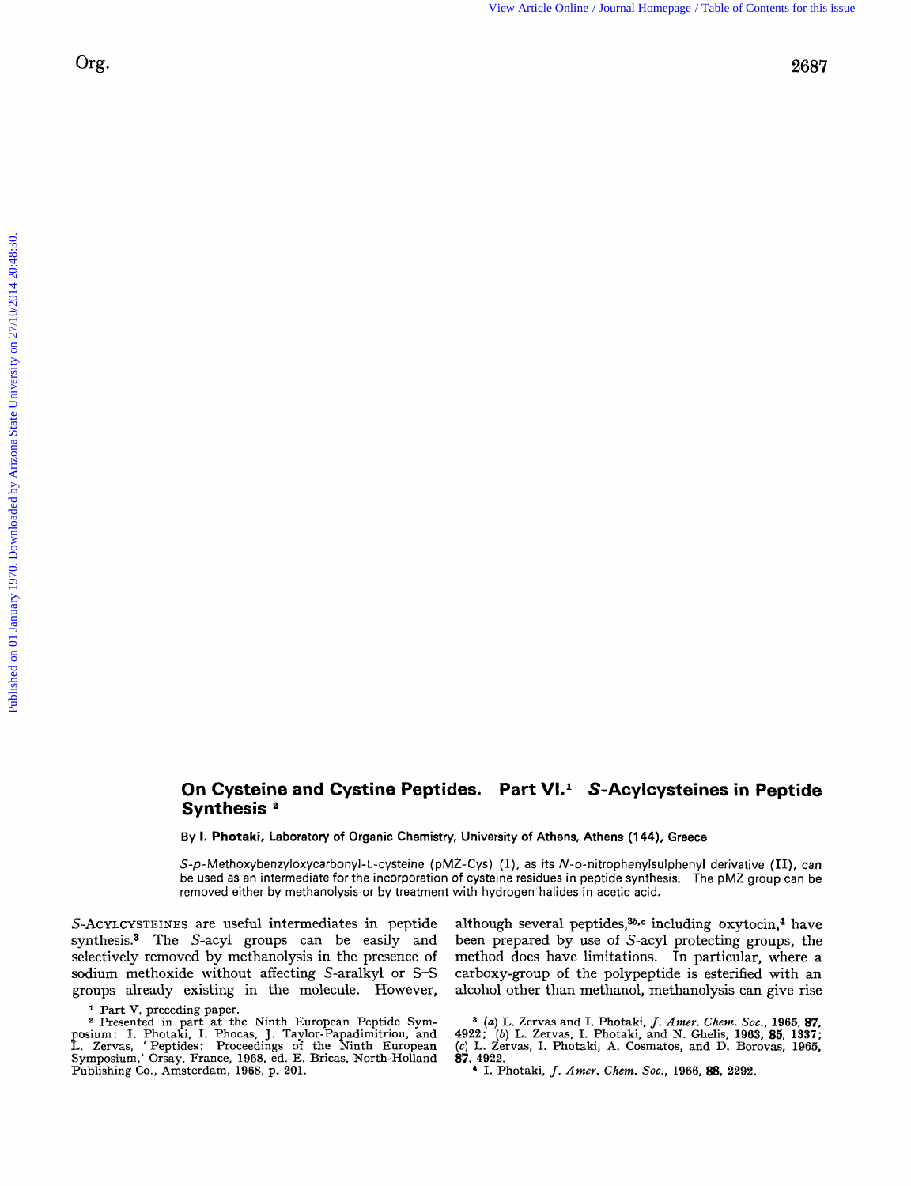# On Cysteine and Cystine Peptides. Part VI.[1] *S*-Acylcysteines in Peptide Synthesis [2]

**By I. Photaki,** Laboratory of Organic Chemistry, University of Athens, Athens (144), Greece

*S*-*p*-Methoxybenzyloxycarbonyl-L-cysteine (pMZ-Cys) (I), as its *N*-*o*-nitrophenylsulphenyl derivative (II), can be used as an intermediate for the incorporation of cysteine residues in peptide synthesis. The pMZ group can be removed either by methanolysis or by treatment with hydrogen halides in acetic acid.

*S*-ACYLCYSTEINES are useful intermediates in peptide synthesis.[3] The *S*-acyl groups can be easily and selectively removed by methanolysis in the presence of sodium methoxide without affecting *S*-aralkyl or S–S groups already existing in the molecule. However, although several peptides,[3b,c] including oxytocin,[4] have been prepared by use of *S*-acyl protecting groups, the method does have limitations. In particular, where a carboxy-group of the polypeptide is esterified with an alcohol other than methanol, methanolysis can give rise

[1] Part V, preceding paper.

[2] Presented in part at the Ninth European Peptide Symposium: I. Photaki, I. Phocas, J. Taylor-Papadimitriou, and L. Zervas, 'Peptides: Proceedings of the Ninth European Symposium,' Orsay, France, 1968, ed. E. Bricas, North-Holland Publishing Co., Amsterdam, 1968, p. 201.

[3] (*a*) L. Zervas and I. Photaki, *J. Amer. Chem. Soc.*, 1965, **87**, 4922; (*b*) L. Zervas, I. Photaki, and N. Ghelis, 1963, **85**, 1337; (*c*) L. Zervas, I. Photaki, A. Cosmatos, and D. Borovas, 1965, **87**, 4922.

[4] I. Photaki, *J. Amer. Chem. Soc.*, 1966, **88**, 2292.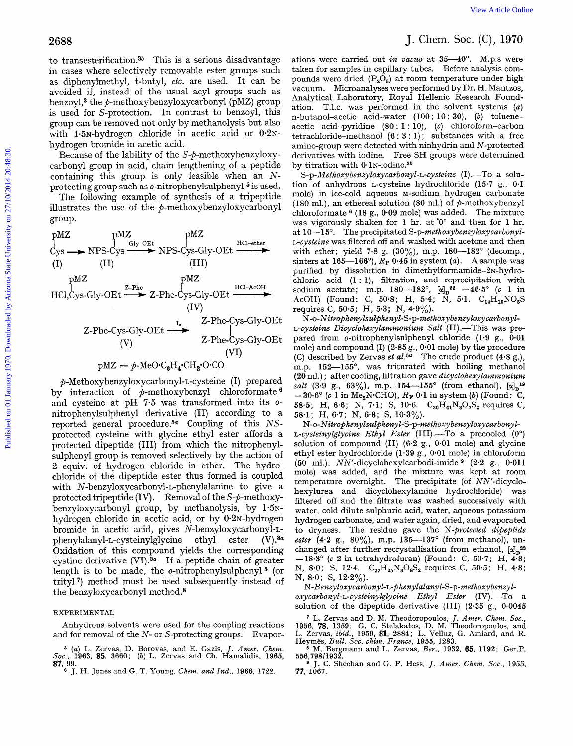to transesterification.[3b] This is a serious disadvantage in cases where selectively removable ester groups such as diphenylmethyl, t-butyl, *etc.* are used. It can be avoided if, instead of the usual acyl groups such as benzoyl,[3] the *p*-methoxybenzyloxycarbonyl (pMZ) group is used for *S*-protection. In contrast to benzoyl, this group can be removed not only by methanolysis but also with 1·5N-hydrogen chloride in acetic acid or 0·2N-hydrogen bromide in acetic acid.

Because of the lability of the *S*-*p*-methoxybenzyloxycarbonyl group in acid, chain lengthening of a peptide containing this group is only feasible when an *N*-protecting group such as *o*-nitrophenylsulphenyl[5] is used.

The following example of synthesis of a tripeptide illustrates the use of the *p*-methoxybenzyloxycarbonyl group.

```
pMZ          pMZ                    pMZ
 |            |      Gly-OEt         |            HCl-ether
Cys  ----> NPS-Cys  -------->  NPS-Cys-Gly-OEt  ---------->
(I)          (II)                  (III)

   pMZ                        pMZ
    |          Z-Phe           |             HCl-AcOH
HCl,Cys-Gly-OEt ------> Z-Phe-Cys-Gly-OEt  ---------->
                               (IV)

                       I2        Z-Phe-Cys-Gly-OEt
Z-Phe-Cys-Gly-OEt  ------->                |
       (V)                       Z-Phe-Cys-Gly-OEt
                                       (VI)
```

pMZ = *p*-MeO·$C_6H_4$·$CH_2$·O·CO

*p*-Methoxybenzyloxycarbonyl-L-cysteine (I) prepared by interaction of *p*-methoxybenzyl chloroformate[6] and cysteine at pH 7·5 was transformed into its *o*-nitrophenylsulphenyl derivative (II) according to a reported general procedure.[5a] Coupling of this *NS*-protected cysteine with glycine ethyl ester affords a protected dipeptide (III) from which the nitrophenylsulphenyl group is removed selectively by the action of 2 equiv. of hydrogen chloride in ether. The hydrochloride of the dipeptide ester thus formed is coupled with *N*-benzyloxycarbonyl-L-phenylalanine to give a protected tripeptide (IV). Removal of the *S*-*p*-methoxybenzyloxycarbonyl group, by methanolysis, by 1·5N-hydrogen chloride in acetic acid, or by 0·2N-hydrogen bromide in acetic acid, gives *N*-benzyloxycarbonyl-L-phenylalanyl-L-cysteinylglycine ethyl ester (V).[3a] Oxidation of this compound yields the corresponding cystine derivative (VI).[3a] If a peptide chain of greater length is to be made, the *o*-nitrophenylsulphenyl[5] (or trityl[7]) method must be used subsequently instead of the benzyloxycarbonyl method.[8]

## EXPERIMENTAL

Anhydrous solvents were used for the coupling reactions and for removal of the *N*- or *S*-protecting groups. Evaporations were carried out *in vacuo* at 35—40°. M.p.s were taken for samples in capillary tubes. Before analysis compounds were dried ($P_2O_5$) at room temperature under high vacuum. Microanalyses were performed by Dr. H. Mantzos, Analytical Laboratory, Royal Hellenic Research Foundation. T.l.c. was performed in the solvent systems (*a*) n-butanol–acetic acid–water (100 : 10 : 30), (*b*) toluene–acetic acid–pyridine (80 : 1 : 10), (*c*) chloroform–carbon tetrachloride–methanol (6 : 3 : 1); substances with a free amino-group were detected with ninhydrin and *N*-protected derivatives with iodine. Free SH groups were determined by titration with 0·1N-iodine.[3b]

*S-p-Methoxybenzyloxycarbonyl-L-cysteine* (I).—To a solution of anhydrous L-cysteine hydrochloride (15·7 g., 0·1 mole) in ice-cold aqueous M-sodium hydrogen carbonate (180 ml.), an ethereal solution (80 ml.) of *p*-methoxybenzyl chloroformate[6] (18 g., 0·09 mole) was added. The mixture was vigorously shaken for 1 hr. at 0° and then for 1 hr. at 10—15°. The precipitated *S-p-methoxybenzyloxycarbonyl-L-cysteine* was filtered off and washed with acetone and then with ether; yield 7·8 g. (30%), m.p. 180—182° (decomp., sinters at 165—166°), $R_F$ 0·45 in system (*a*). A sample was purified by dissolution in dimethylformamide–2N-hydrochloric acid (1 : 1), filtration, and reprecipitation with sodium acetate; m.p. 180—182°, $[\alpha]_D^{22}$ −46·5° (*c* 1 in AcOH) (Found: C, 50·8; H, 5·4; N, 5·1. $C_{12}H_{15}NO_5S$ requires C, 50·5; H, 5·3; N, 4·9%).

*N-o-Nitrophenylsulphenyl-S-p-methoxybenzyloxycarbonyl-L-cysteine Dicyclohexylammonium Salt* (II).—This was prepared from *o*-nitrophenylsulphenyl chloride (1·9 g., 0·01 mole) and compound (I) (2·85 g., 0·01 mole) by the procedure (C) described by Zervas *et al.*[5a] The crude product (4·8 g.), m.p. 152—155°, was triturated with boiling methanol (20 ml.); after cooling, filtration gave *dicyclohexylammonium salt* (3·9 g., 63%), m.p. 154—155° (from ethanol), $[\alpha]_D^{19}$ −30·6° (*c* 1 in $Me_2N$·CHO), $R_F$ 0·1 in system (*b*) (Found: C, 58·5; H, 6·6; N, 7·1; S, 10·6. $C_{30}H_{41}N_3O_7S_2$ requires C, 58·1; H, 6·7; N, 6·8; S, 10·3%).

*N-o-Nitrophenylsulphenyl-S-p-methoxybenzyloxycarbonyl-L-cysteinylglycine Ethyl Ester* (III).—To a precooled (0°) solution of compound (II) (6·2 g., 0·01 mole) and glycine ethyl ester hydrochloride (1·39 g., 0·01 mole) in chloroform (50 ml.), *NN'*-dicyclohexylcarbodi-imide[9] (2·2 g., 0·011 mole) was added, and the mixture was kept at room temperature overnight. The precipitate (of *NN'*-dicyclohexylurea and dicyclohexylamine hydrochloride) was filtered off and the filtrate was washed successively with water, cold dilute sulphuric acid, water, aqueous potassium hydrogen carbonate, and water again, dried, and evaporated to dryness. The residue gave the *N-protected dipeptide ester* (4·2 g., 80%), m.p. 135—137° (from methanol), unchanged after further recrystallisation from ethanol, $[\alpha]_D^{22}$ −18·3° (*c* 2 in tetrahydrofuran) (Found: C, 50·7; H, 4·8; N, 8·0; S, 12·4. $C_{22}H_{25}N_3O_8S_2$ requires C, 50·5; H, 4·8; N, 8·0; S, 12·2%).

*N-Benzyloxycarbonyl-L-phenylalanyl-S-p-methoxybenzyloxycarbonyl-L-cysteinylglycine Ethyl Ester* (IV).—To a solution of the dipeptide derivative (III) (2·35 g., 0·0045

[5] (*a*) L. Zervas, D. Borovas, and E. Gazis, *J. Amer. Chem. Soc.*, 1963, **85**, 3660; (*b*) L. Zervas and Ch. Hamalidis, 1965, **87**, 99.

[6] J. H. Jones and G. T. Young, *Chem. and Ind.*, 1966, 1722.

[7] L. Zervas and D. M. Theodoropoulos, *J. Amer. Chem. Soc.*, 1956, **78**, 1359; G. C. Stelakatos, D. M. Theodoropoulos, and L. Zervas, *ibid.*, 1959, **81**, 2884; L. Velluz, G. Amiard, and R. Heymès, *Bull. Soc. chim. France*, 1955, 1283.

[8] M. Bergmann and L. Zervas, *Ber.*, 1932, **65**, 1192; Ger.P. 556,798/1932.

[9] J. C. Sheehan and G. P. Hess, *J. Amer. Chem. Soc.*, 1955, **77**, 1067.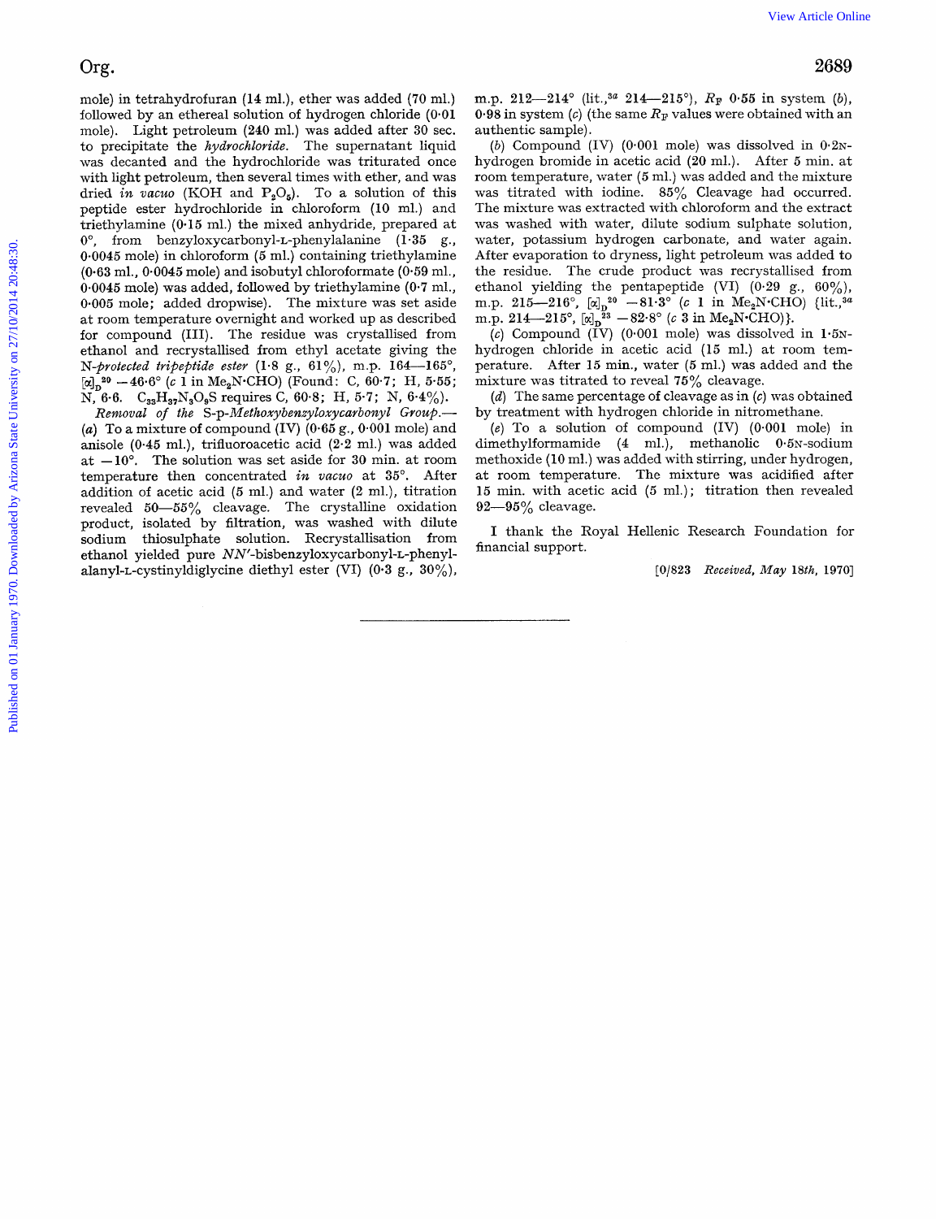mole) in tetrahydrofuran (14 ml.), ether was added (70 ml.) followed by an ethereal solution of hydrogen chloride (0·01 mole). Light petroleum (240 ml.) was added after 30 sec. to precipitate the *hydrochloride*. The supernatant liquid was decanted and the hydrochloride was triturated once with light petroleum, then several times with ether, and was dried *in vacuo* (KOH and $P_2O_5$). To a solution of this peptide ester hydrochloride in chloroform (10 ml.) and triethylamine (0·15 ml.) the mixed anhydride, prepared at 0°, from benzyloxycarbonyl-L-phenylalanine (1·35 g., 0·0045 mole) in chloroform (5 ml.) containing triethylamine (0·63 ml., 0·0045 mole) and isobutyl chloroformate (0·59 ml., 0·0045 mole) was added, followed by triethylamine (0·7 ml., 0·005 mole; added dropwise). The mixture was set aside at room temperature overnight and worked up as described for compound (III). The residue was crystallised from ethanol and recrystallised from ethyl acetate giving the N-*protected tripeptide ester* (1·8 g., 61%), m.p. 164—165°, $[\alpha]_D^{20}$ −46·6° (*c* 1 in $Me_2N\cdot CHO$) (Found: C, 60·7; H, 5·55; N, 6·6. $C_{33}H_{37}N_3O_8S$ requires C, 60·8; H, 5·7; N, 6·4%).

*Removal of the* S-p-*Methoxybenzyloxycarbonyl Group*.—(*a*) To a mixture of compound (IV) (0·65 g., 0·001 mole) and anisole (0·45 ml.), trifluoroacetic acid (2·2 ml.) was added at −10°. The solution was set aside for 30 min. at room temperature then concentrated *in vacuo* at 35°. After addition of acetic acid (5 ml.) and water (2 ml.), titration revealed 50—55% cleavage. The crystalline oxidation product, isolated by filtration, was washed with dilute sodium thiosulphate solution. Recrystallisation from ethanol yielded pure *NN'*-bisbenzyloxycarbonyl-L-phenylalanyl-L-cystinyldiglycine diethyl ester (VI) (0·3 g., 30%), m.p. 212—214° (lit.,[3a] 214—215°), $R_F$ 0·55 in system (*b*), 0·98 in system (*c*) (the same $R_F$ values were obtained with an authentic sample).

(*b*) Compound (IV) (0·001 mole) was dissolved in 0·2N-hydrogen bromide in acetic acid (20 ml.). After 5 min. at room temperature, water (5 ml.) was added and the mixture was titrated with iodine. 85% Cleavage had occurred. The mixture was extracted with chloroform and the extract was washed with water, dilute sodium sulphate solution, water, potassium hydrogen carbonate, and water again. After evaporation to dryness, light petroleum was added to the residue. The crude product was recrystallised from ethanol yielding the pentapeptide (VI) (0·29 g., 60%), m.p. 215—216°, $[\alpha]_D^{20}$ −81·3° (*c* 1 in $Me_2N\cdot CHO$) {lit.,[3a] m.p. 214—215°, $[\alpha]_D^{23}$ −82·8° (*c* 3 in $Me_2N\cdot CHO$)}.

(*c*) Compound (IV) (0·001 mole) was dissolved in 1·5N-hydrogen chloride in acetic acid (15 ml.) at room temperature. After 15 min., water (5 ml.) was added and the mixture was titrated to reveal 75% cleavage.

(*d*) The same percentage of cleavage as in (*c*) was obtained by treatment with hydrogen chloride in nitromethane.

(*e*) To a solution of compound (IV) (0·001 mole) in dimethylformamide (4 ml.), methanolic 0·5N-sodium methoxide (10 ml.) was added with stirring, under hydrogen, at room temperature. The mixture was acidified after 15 min. with acetic acid (5 ml.); titration then revealed 92—95% cleavage.

I thank the Royal Hellenic Research Foundation for financial support.

[0/823 *Received, May* 18*th*, 1970]